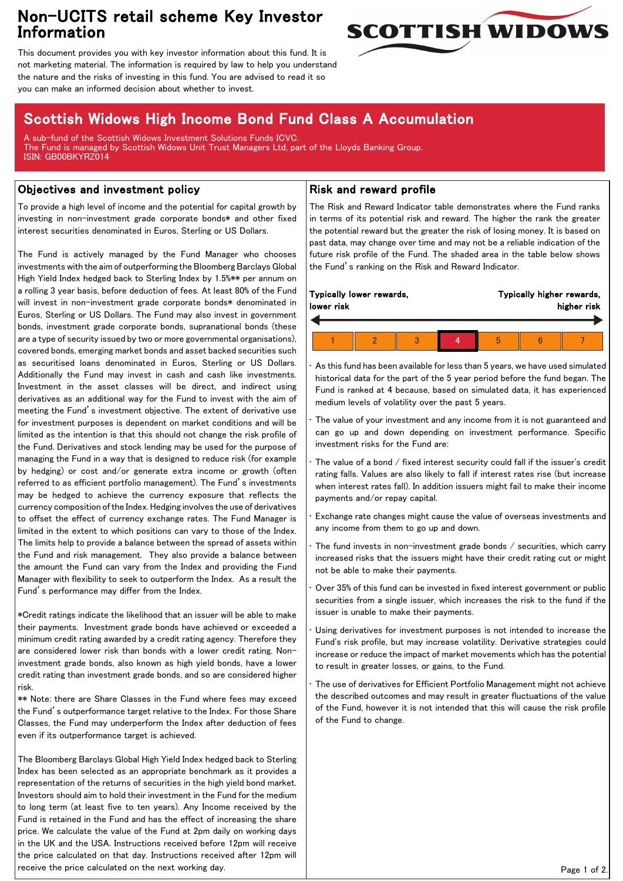# Non-UCITS retail scheme Key Investor Information

This document provides you with key investor information about this fund. It is not marketing material. The information is required by law to help you understand the nature and the risks of investing in this fund. You are advised to read it so you can make an informed decision about whether to invest.

## Scottish Widows High Income Bond Fund Class A Accumulation

A sub-fund of the Scottish Widows Investment Solutions Funds ICVC.
The Fund is managed by Scottish Widows Unit Trust Managers Ltd, part of the Lloyds Banking Group.
ISIN: GB00BKYRZ014

### Objectives and investment policy

To provide a high level of income and the potential for capital growth by investing in non-investment grade corporate bonds* and other fixed interest securities denominated in Euros, Sterling or US Dollars.

The Fund is actively managed by the Fund Manager who chooses investments with the aim of outperforming the Bloomberg Barclays Global High Yield Index hedged back to Sterling Index by 1.5%** per annum on a rolling 3 year basis, before deduction of fees. At least 80% of the Fund will invest in non-investment grade corporate bonds* denominated in Euros, Sterling or US Dollars. The Fund may also invest in government bonds, investment grade corporate bonds, supranational bonds (these are a type of security issued by two or more governmental organisations), covered bonds, emerging market bonds and asset backed securities such as securitised loans denominated in Euros, Sterling or US Dollars. Additionally the Fund may invest in cash and cash like investments. Investment in the asset classes will be direct, and indirect using derivatives as an additional way for the Fund to invest with the aim of meeting the Fund's investment objective. The extent of derivative use for investment purposes is dependent on market conditions and will be limited as the intention is that this should not change the risk profile of the Fund. Derivatives and stock lending may be used for the purpose of managing the Fund in a way that is designed to reduce risk (for example by hedging) or cost and/or generate extra income or growth (often referred to as efficient portfolio management). The Fund's investments may be hedged to achieve the currency exposure that reflects the currency composition of the Index. Hedging involves the use of derivatives to offset the effect of currency exchange rates. The Fund Manager is limited in the extent to which positions can vary to those of the Index. The limits help to provide a balance between the spread of assets within the Fund and risk management. They also provide a balance between the amount the Fund can vary from the Index and providing the Fund Manager with flexibility to seek to outperform the Index. As a result the Fund's performance may differ from the Index.

*Credit ratings indicate the likelihood that an issuer will be able to make their payments. Investment grade bonds have achieved or exceeded a minimum credit rating awarded by a credit rating agency. Therefore they are considered lower risk than bonds with a lower credit rating. Non-investment grade bonds, also known as high yield bonds, have a lower credit rating than investment grade bonds, and so are considered higher risk.

** Note: there are Share Classes in the Fund where fees may exceed the Fund's outperformance target relative to the Index. For those Share Classes, the Fund may underperform the Index after deduction of fees even if its outperformance target is achieved.

The Bloomberg Barclays Global High Yield Index hedged back to Sterling Index has been selected as an appropriate benchmark as it provides a representation of the returns of securities in the high yield bond market. Investors should aim to hold their investment in the Fund for the medium to long term (at least five to ten years). Any Income received by the Fund is retained in the Fund and has the effect of increasing the share price. We calculate the value of the Fund at 2pm daily on working days in the UK and the USA. Instructions received before 12pm will receive the price calculated on that day. Instructions received after 12pm will receive the price calculated on the next working day.

### Risk and reward profile

The Risk and Reward Indicator table demonstrates where the Fund ranks in terms of its potential risk and reward. The higher the rank the greater the potential reward but the greater the risk of losing money. It is based on past data, may change over time and may not be a reliable indication of the future risk profile of the Fund. The shaded area in the table below shows the Fund's ranking on the Risk and Reward Indicator.

**Typically lower rewards, lower risk** ← → **Typically higher rewards, higher risk**

| 1 | 2 | 3 | **4** | 5 | 6 | 7 |
|---|---|---|---|---|---|---|

- As this fund has been available for less than 5 years, we have used simulated historical data for the part of the 5 year period before the fund began. The Fund is ranked at 4 because, based on simulated data, it has experienced medium levels of volatility over the past 5 years.
- The value of your investment and any income from it is not guaranteed and can go up and down depending on investment performance. Specific investment risks for the Fund are:
- The value of a bond / fixed interest security could fall if the issuer's credit rating falls. Values are also likely to fall if interest rates rise (but increase when interest rates fall). In addition issuers might fail to make their income payments and/or repay capital.
- Exchange rate changes might cause the value of overseas investments and any income from them to go up and down.
- The fund invests in non-investment grade bonds / securities, which carry increased risks that the issuers might have their credit rating cut or might not be able to make their payments.
- Over 35% of this fund can be invested in fixed interest government or public securities from a single issuer, which increases the risk to the fund if the issuer is unable to make their payments.
- Using derivatives for investment purposes is not intended to increase the Fund's risk profile, but may increase volatility. Derivative strategies could increase or reduce the impact of market movements which has the potential to result in greater losses, or gains, to the Fund.
- The use of derivatives for Efficient Portfolio Management might not achieve the described outcomes and may result in greater fluctuations of the value of the Fund, however it is not intended that this will cause the risk profile of the Fund to change.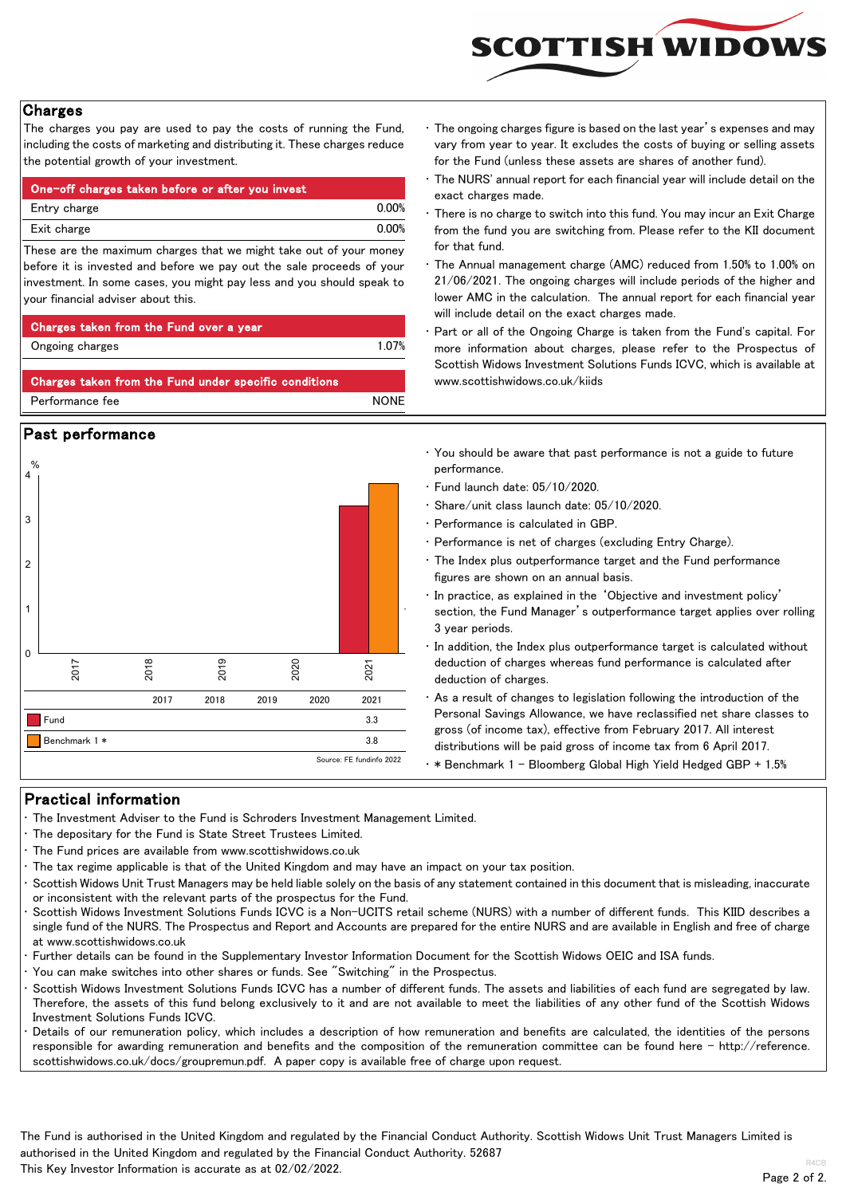## Charges

The charges you pay are used to pay the costs of running the Fund, including the costs of marketing and distributing it. These charges reduce the potential growth of your investment.

| One-off charges taken before or after you invest | |
|---|---|
| Entry charge | 0.00% |
| Exit charge | 0.00% |

These are the maximum charges that we might take out of your money before it is invested and before we pay out the sale proceeds of your investment. In some cases, you might pay less and you should speak to your financial adviser about this.

| Charges taken from the Fund over a year | |
|---|---|
| Ongoing charges | 1.07% |

| Charges taken from the Fund under specific conditions | |
|---|---|
| Performance fee | NONE |

- The ongoing charges figure is based on the last year's expenses and may vary from year to year. It excludes the costs of buying or selling assets for the Fund (unless these assets are shares of another fund).
- The NURS' annual report for each financial year will include detail on the exact charges made.
- There is no charge to switch into this fund. You may incur an Exit Charge from the fund you are switching from. Please refer to the KII document for that fund.
- The Annual management charge (AMC) reduced from 1.50% to 1.00% on 21/06/2021. The ongoing charges will include periods of the higher and lower AMC in the calculation. The annual report for each financial year will include detail on the exact charges made.
- Part or all of the Ongoing Charge is taken from the Fund's capital. For more information about charges, please refer to the Prospectus of Scottish Widows Investment Solutions Funds ICVC, which is available at www.scottishwidows.co.uk/kiids

## Past performance

%
4
3
2
1
0
2017 2018 2019 2020 2021

| | 2017 | 2018 | 2019 | 2020 | 2021 |
|---|---|---|---|---|---|
| Fund | | | | | 3.3 |
| Benchmark 1 * | | | | | 3.8 |

Source: FE fundinfo 2022

- You should be aware that past performance is not a guide to future performance.
- Fund launch date: 05/10/2020.
- Share/unit class launch date: 05/10/2020.
- Performance is calculated in GBP.
- Performance is net of charges (excluding Entry Charge).
- The Index plus outperformance target and the Fund performance figures are shown on an annual basis.
- In practice, as explained in the 'Objective and investment policy' section, the Fund Manager's outperformance target applies over rolling 3 year periods.
- In addition, the Index plus outperformance target is calculated without deduction of charges whereas fund performance is calculated after deduction of charges.
- As a result of changes to legislation following the introduction of the Personal Savings Allowance, we have reclassified net share classes to gross (of income tax), effective from February 2017. All interest distributions will be paid gross of income tax from 6 April 2017.
- * Benchmark 1 - Bloomberg Global High Yield Hedged GBP + 1.5%

## Practical information

- The Investment Adviser to the Fund is Schroders Investment Management Limited.
- The depositary for the Fund is State Street Trustees Limited.
- The Fund prices are available from www.scottishwidows.co.uk
- The tax regime applicable is that of the United Kingdom and may have an impact on your tax position.
- Scottish Widows Unit Trust Managers may be held liable solely on the basis of any statement contained in this document that is misleading, inaccurate or inconsistent with the relevant parts of the prospectus for the Fund.
- Scottish Widows Investment Solutions Funds ICVC is a Non-UCITS retail scheme (NURS) with a number of different funds. This KIID describes a single fund of the NURS. The Prospectus and Report and Accounts are prepared for the entire NURS and are available in English and free of charge at www.scottishwidows.co.uk
- Further details can be found in the Supplementary Investor Information Document for the Scottish Widows OEIC and ISA funds.
- You can make switches into other shares or funds. See "Switching" in the Prospectus.
- Scottish Widows Investment Solutions Funds ICVC has a number of different funds. The assets and liabilities of each fund are segregated by law. Therefore, the assets of this fund belong exclusively to it and are not available to meet the liabilities of any other fund of the Scottish Widows Investment Solutions Funds ICVC.
- Details of our remuneration policy, which includes a description of how remuneration and benefits are calculated, the identities of the persons responsible for awarding remuneration and benefits and the composition of the remuneration committee can be found here - http://reference.scottishwidows.co.uk/docs/groupremun.pdf. A paper copy is available free of charge upon request.

The Fund is authorised in the United Kingdom and regulated by the Financial Conduct Authority. Scottish Widows Unit Trust Managers Limited is authorised in the United Kingdom and regulated by the Financial Conduct Authority. 52687
This Key Investor Information is accurate as at 02/02/2022.